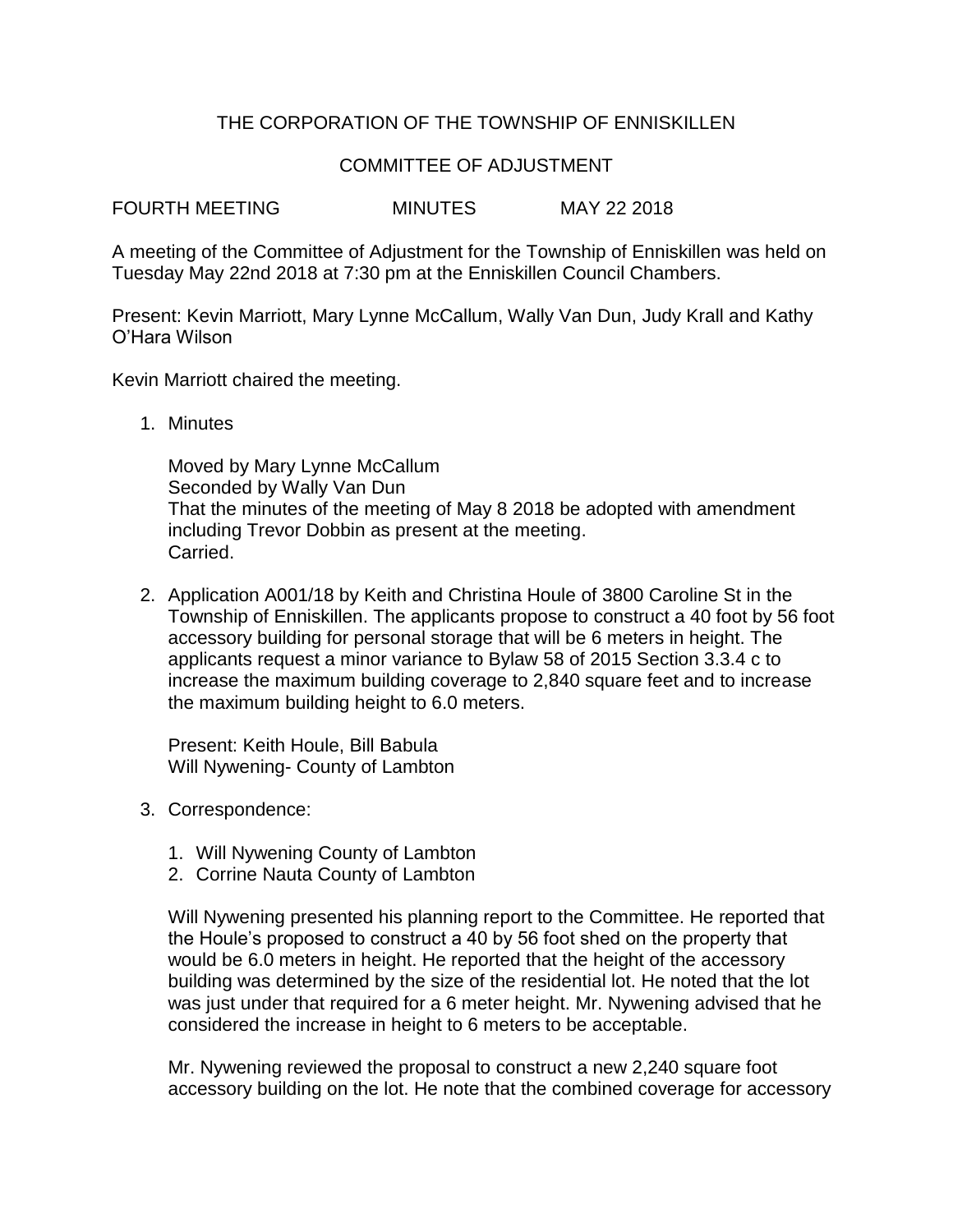# THE CORPORATION OF THE TOWNSHIP OF ENNISKILLEN

## COMMITTEE OF ADJUSTMENT

FOURTH MEETING MINUTES MAY 22 2018

A meeting of the Committee of Adjustment for the Township of Enniskillen was held on Tuesday May 22nd 2018 at 7:30 pm at the Enniskillen Council Chambers.

Present: Kevin Marriott, Mary Lynne McCallum, Wally Van Dun, Judy Krall and Kathy O'Hara Wilson

Kevin Marriott chaired the meeting.

1. Minutes

   Moved by Mary Lynne McCallum
   Seconded by Wally Van Dun
   That the minutes of the meeting of May 8 2018 be adopted with amendment including Trevor Dobbin as present at the meeting.
   Carried.

2. Application A001/18 by Keith and Christina Houle of 3800 Caroline St in the Township of Enniskillen. The applicants propose to construct a 40 foot by 56 foot accessory building for personal storage that will be 6 meters in height. The applicants request a minor variance to Bylaw 58 of 2015 Section 3.3.4 c to increase the maximum building coverage to 2,840 square feet and to increase the maximum building height to 6.0 meters.

   Present: Keith Houle, Bill Babula
   Will Nywening- County of Lambton

3. Correspondence:

   1. Will Nywening County of Lambton
   2. Corrine Nauta County of Lambton

   Will Nywening presented his planning report to the Committee. He reported that the Houle's proposed to construct a 40 by 56 foot shed on the property that would be 6.0 meters in height. He reported that the height of the accessory building was determined by the size of the residential lot. He noted that the lot was just under that required for a 6 meter height. Mr. Nywening advised that he considered the increase in height to 6 meters to be acceptable.

   Mr. Nywening reviewed the proposal to construct a new 2,240 square foot accessory building on the lot. He note that the combined coverage for accessory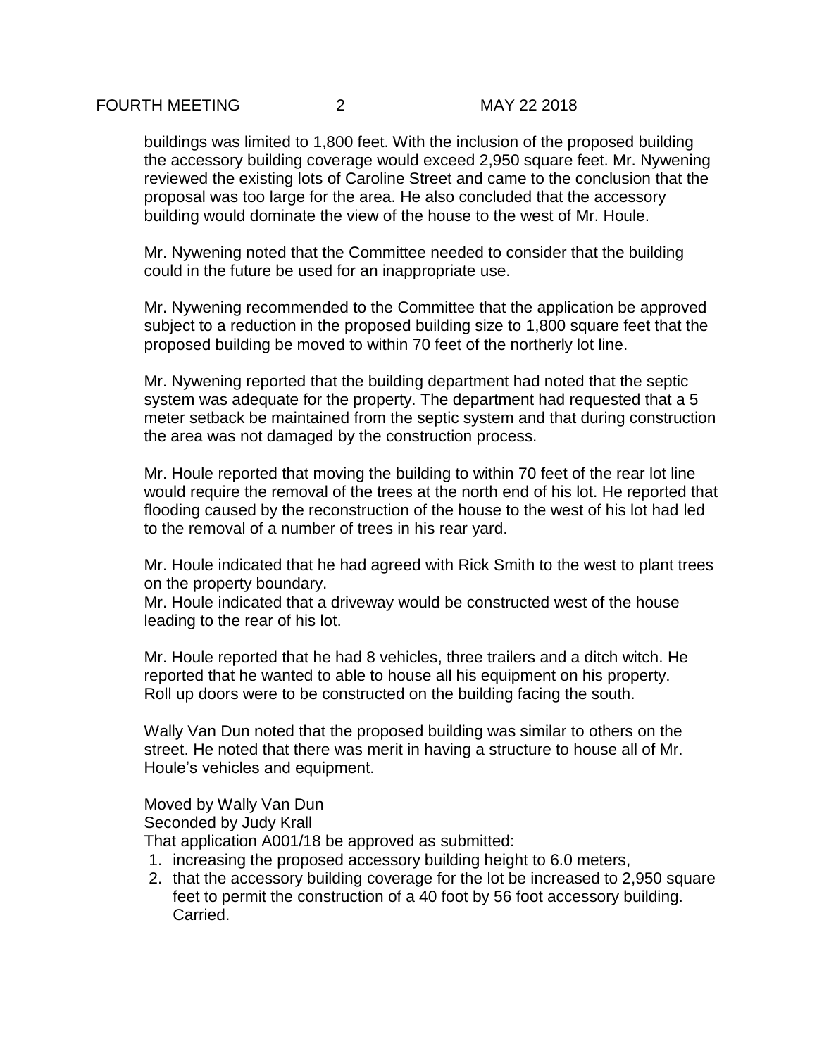buildings was limited to 1,800 feet. With the inclusion of the proposed building the accessory building coverage would exceed 2,950 square feet. Mr. Nywening reviewed the existing lots of Caroline Street and came to the conclusion that the proposal was too large for the area. He also concluded that the accessory building would dominate the view of the house to the west of Mr. Houle.

Mr. Nywening noted that the Committee needed to consider that the building could in the future be used for an inappropriate use.

Mr. Nywening recommended to the Committee that the application be approved subject to a reduction in the proposed building size to 1,800 square feet that the proposed building be moved to within 70 feet of the northerly lot line.

Mr. Nywening reported that the building department had noted that the septic system was adequate for the property. The department had requested that a 5 meter setback be maintained from the septic system and that during construction the area was not damaged by the construction process.

Mr. Houle reported that moving the building to within 70 feet of the rear lot line would require the removal of the trees at the north end of his lot. He reported that flooding caused by the reconstruction of the house to the west of his lot had led to the removal of a number of trees in his rear yard.

Mr. Houle indicated that he had agreed with Rick Smith to the west to plant trees on the property boundary.
Mr. Houle indicated that a driveway would be constructed west of the house leading to the rear of his lot.

Mr. Houle reported that he had 8 vehicles, three trailers and a ditch witch. He reported that he wanted to able to house all his equipment on his property. Roll up doors were to be constructed on the building facing the south.

Wally Van Dun noted that the proposed building was similar to others on the street. He noted that there was merit in having a structure to house all of Mr. Houle's vehicles and equipment.

Moved by Wally Van Dun
Seconded by Judy Krall
That application A001/18 be approved as submitted:

1. increasing the proposed accessory building height to 6.0 meters,
2. that the accessory building coverage for the lot be increased to 2,950 square feet to permit the construction of a 40 foot by 56 foot accessory building. Carried.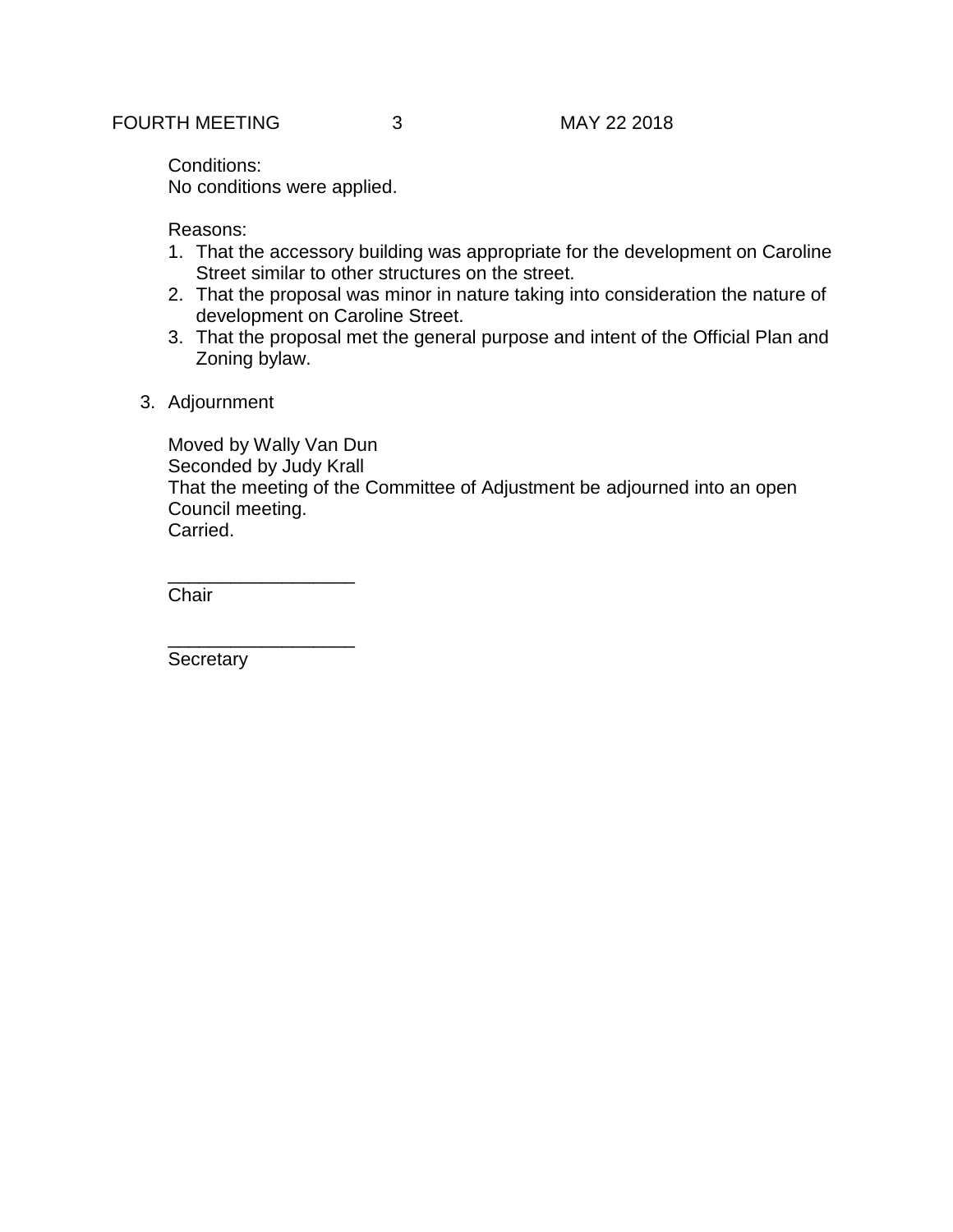Conditions:
No conditions were applied.

Reasons:

1. That the accessory building was appropriate for the development on Caroline Street similar to other structures on the street.
2. That the proposal was minor in nature taking into consideration the nature of development on Caroline Street.
3. That the proposal met the general purpose and intent of the Official Plan and Zoning bylaw.

3. Adjournment

Moved by Wally Van Dun
Seconded by Judy Krall
That the meeting of the Committee of Adjustment be adjourned into an open Council meeting.
Carried.

__________________
Chair

__________________
Secretary